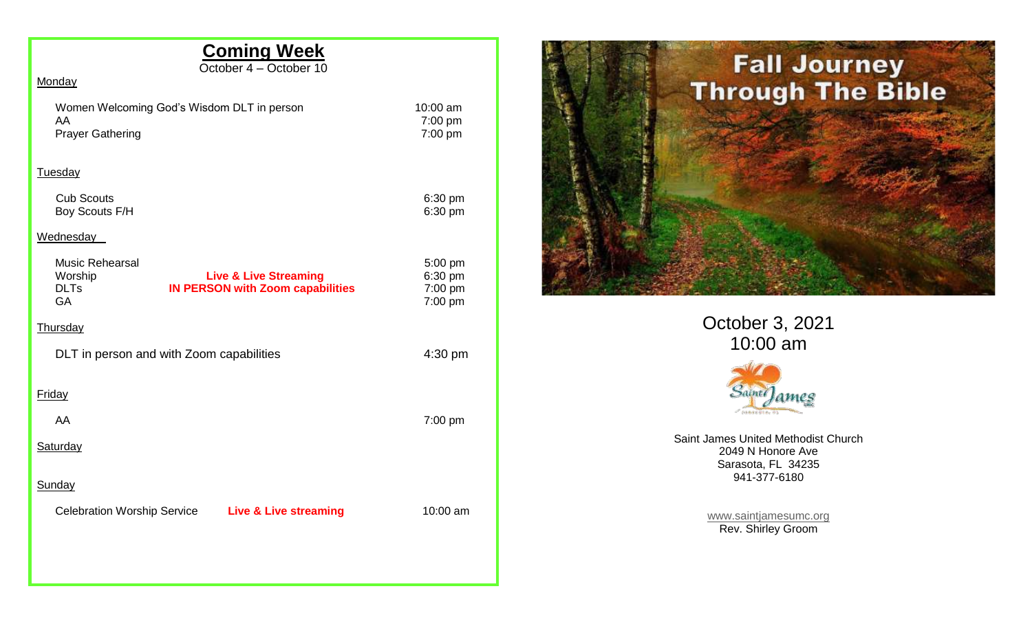## Coming Week

October 4 – October 10

**Monday**

| | | |
|---|---|---|
| Women Welcoming God's Wisdom DLT in person | | 10:00 am |
| AA | | 7:00 pm |
| Prayer Gathering | | 7:00 pm |

**Tuesday**

| | | |
|---|---|---|
| Cub Scouts | | 6:30 pm |
| Boy Scouts F/H | | 6:30 pm |

**Wednesday**

| | | |
|---|---|---|
| Music Rehearsal | | 5:00 pm |
| Worship | **Live & Live Streaming** | 6:30 pm |
| DLTs | **IN PERSON with Zoom capabilities** | 7:00 pm |
| GA | | 7:00 pm |

**Thursday**

| | | |
|---|---|---|
| DLT in person and with Zoom capabilities | | 4:30 pm |

**Friday**

| | | |
|---|---|---|
| AA | | 7:00 pm |

**Saturday**

**Sunday**

| | | |
|---|---|---|
| Celebration Worship Service | **Live & Live streaming** | 10:00 am |

# Fall Journey Through The Bible

October 3, 2021
10:00 am

Saint James United Methodist Church
2049 N Honore Ave
Sarasota, FL 34235
941-377-6180

www.saintjamesumc.org
Rev. Shirley Groom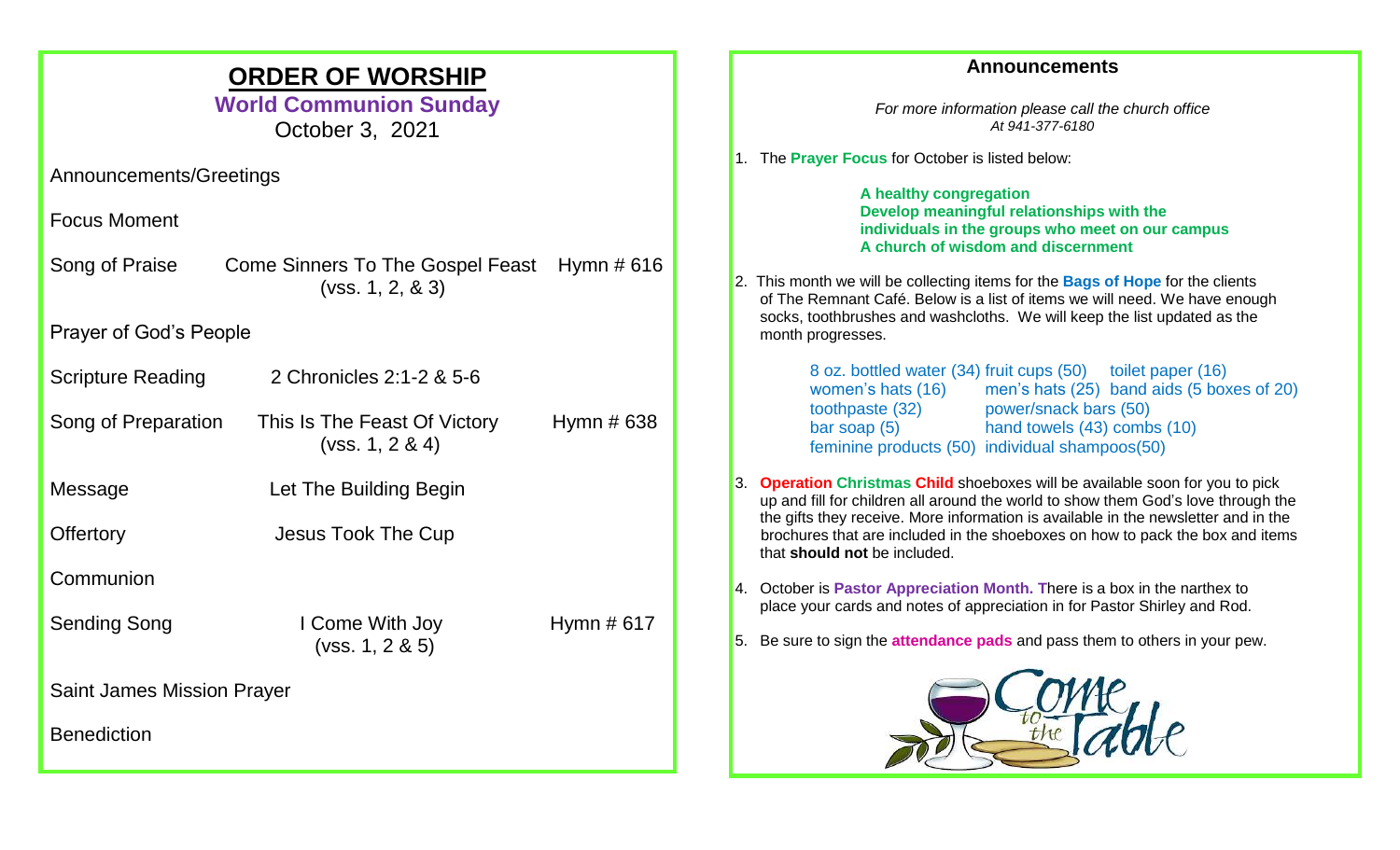# ORDER OF WORSHIP

## World Communion Sunday

October 3, 2021

Announcements/Greetings

Focus Moment

Song of Praise — Come Sinners To The Gospel Feast (vss. 1, 2, & 3) — Hymn # 616

Prayer of God's People

Scripture Reading — 2 Chronicles 2:1-2 & 5-6

Song of Preparation — This Is The Feast Of Victory (vss. 1, 2 & 4) — Hymn # 638

Message — Let The Building Begin

Offertory — Jesus Took The Cup

Communion

Sending Song — I Come With Joy (vss. 1, 2 & 5) — Hymn # 617

Saint James Mission Prayer

Benediction

## Announcements

*For more information please call the church office*
*At 941-377-6180*

1. The **Prayer Focus** for October is listed below:

   **A healthy congregation**
   **Develop meaningful relationships with the individuals in the groups who meet on our campus**
   **A church of wisdom and discernment**

2. This month we will be collecting items for the **Bags of Hope** for the clients of The Remnant Café. Below is a list of items we will need. We have enough socks, toothbrushes and washcloths. We will keep the list updated as the month progresses.

   8 oz. bottled water (34) fruit cups (50) toilet paper (16)
   women's hats (16) men's hats (25) band aids (5 boxes of 20)
   toothpaste (32) power/snack bars (50)
   bar soap (5) hand towels (43) combs (10)
   feminine products (50) individual shampoos(50)

3. **Operation Christmas Child** shoeboxes will be available soon for you to pick up and fill for children all around the world to show them God's love through the the gifts they receive. More information is available in the newsletter and in the brochures that are included in the shoeboxes on how to pack the box and items that **should not** be included.

4. October is **Pastor Appreciation Month.** There is a box in the narthex to place your cards and notes of appreciation in for Pastor Shirley and Rod.

5. Be sure to sign the **attendance pads** and pass them to others in your pew.

Come to the Table